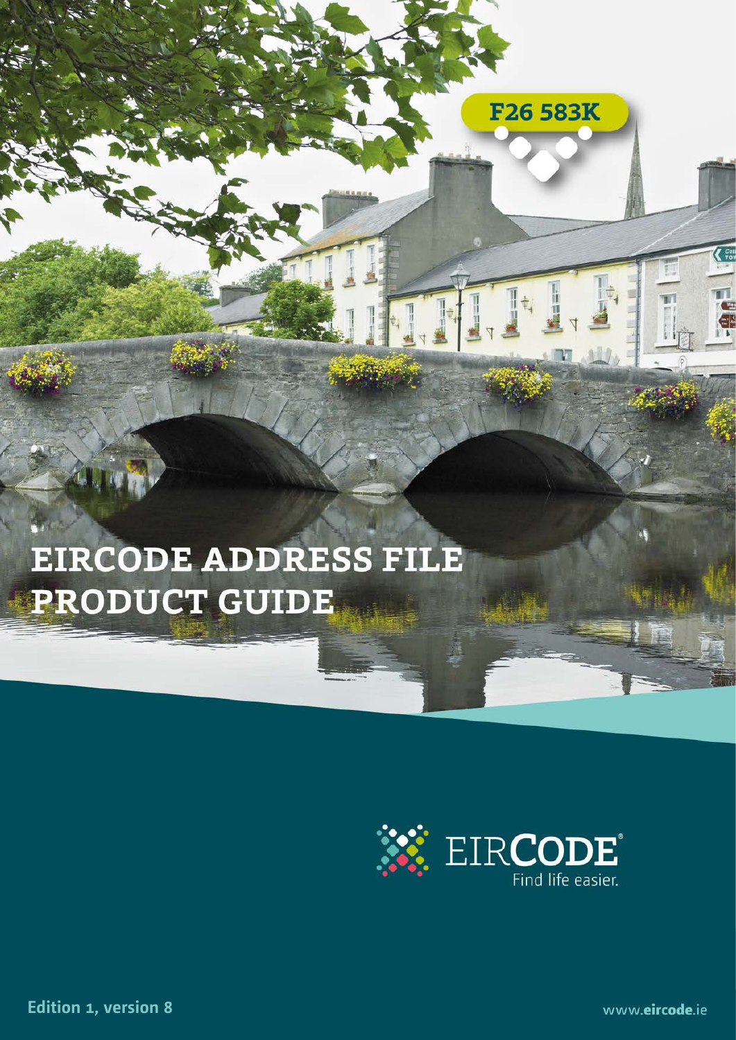F26 583K

# EIRCODE ADDRESS FILE PRODUCT GUIDE

EIRCODE®
Find life easier.

Edition 1, version 8

www.eircode.ie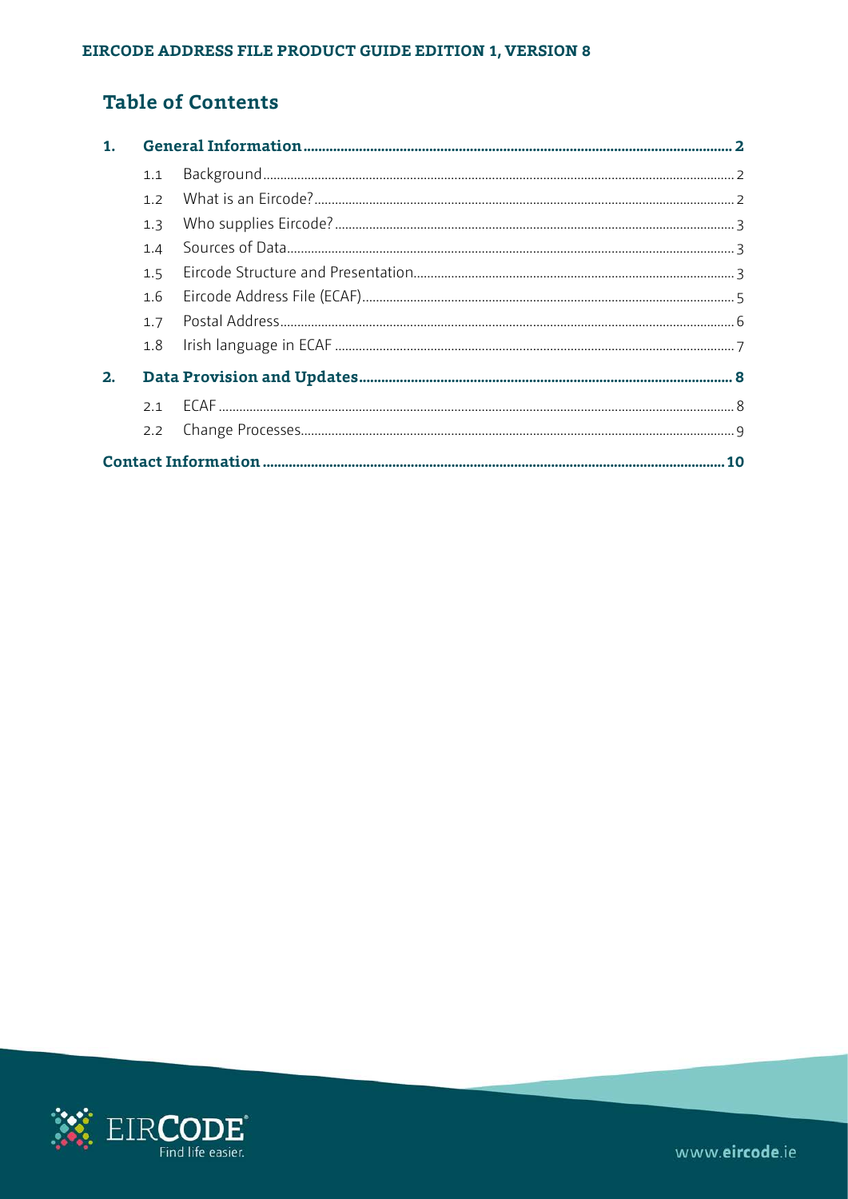# Table of Contents

| | | |
|---|---|---|
| **1.** | **General Information** | **2** |
| 1.1 | Background | 2 |
| 1.2 | What is an Eircode? | 2 |
| 1.3 | Who supplies Eircode? | 3 |
| 1.4 | Sources of Data | 3 |
| 1.5 | Eircode Structure and Presentation | 3 |
| 1.6 | Eircode Address File (ECAF) | 5 |
| 1.7 | Postal Address | 6 |
| 1.8 | Irish language in ECAF | 7 |
| **2.** | **Data Provision and Updates** | **8** |
| 2.1 | ECAF | 8 |
| 2.2 | Change Processes | 9 |
| | **Contact Information** | **10** |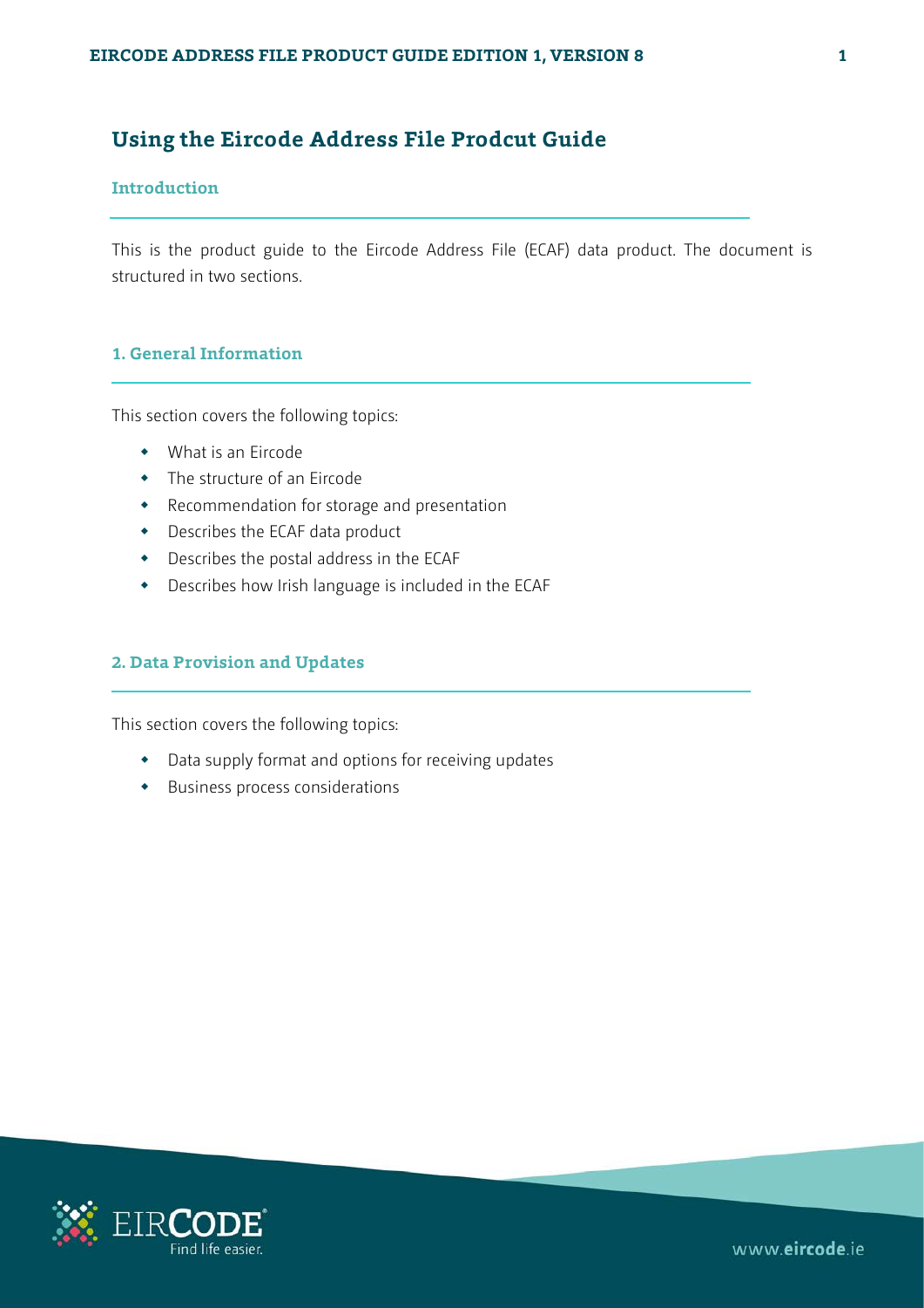# Using the Eircode Address File Prodcut Guide

## Introduction

This is the product guide to the Eircode Address File (ECAF) data product. The document is structured in two sections.

## 1. General Information

This section covers the following topics:

- What is an Eircode
- The structure of an Eircode
- Recommendation for storage and presentation
- Describes the ECAF data product
- Describes the postal address in the ECAF
- Describes how Irish language is included in the ECAF

## 2. Data Provision and Updates

This section covers the following topics:

- Data supply format and options for receiving updates
- Business process considerations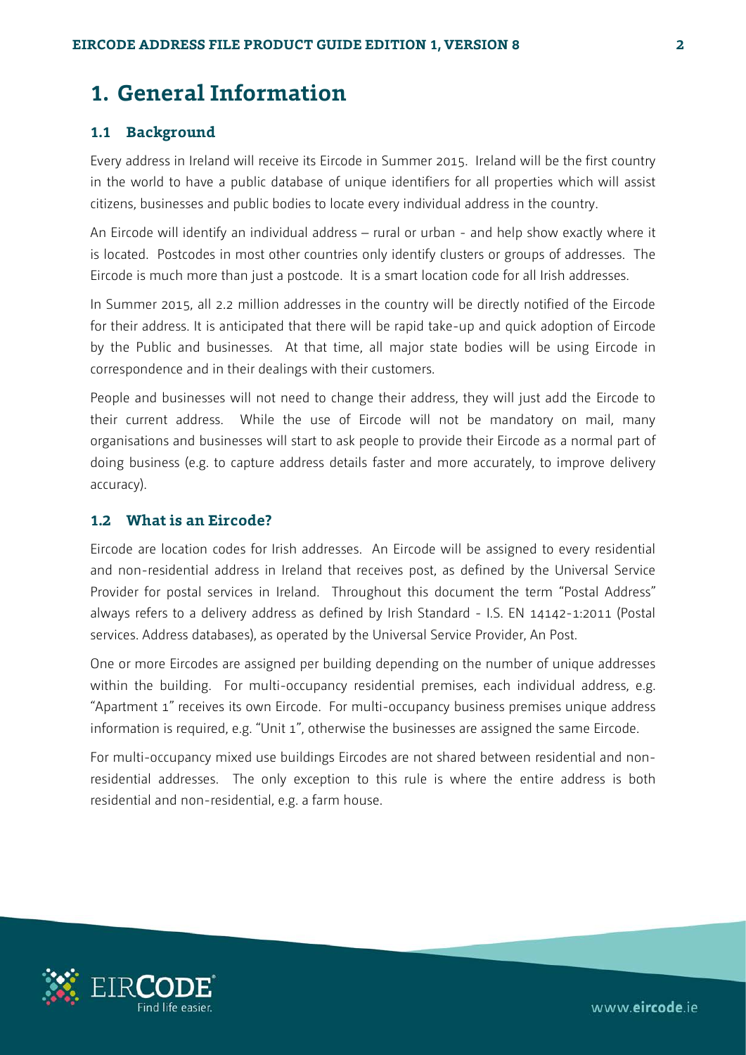# 1. General Information

## 1.1 Background

Every address in Ireland will receive its Eircode in Summer 2015. Ireland will be the first country in the world to have a public database of unique identifiers for all properties which will assist citizens, businesses and public bodies to locate every individual address in the country.

An Eircode will identify an individual address – rural or urban - and help show exactly where it is located. Postcodes in most other countries only identify clusters or groups of addresses. The Eircode is much more than just a postcode. It is a smart location code for all Irish addresses.

In Summer 2015, all 2.2 million addresses in the country will be directly notified of the Eircode for their address. It is anticipated that there will be rapid take-up and quick adoption of Eircode by the Public and businesses. At that time, all major state bodies will be using Eircode in correspondence and in their dealings with their customers.

People and businesses will not need to change their address, they will just add the Eircode to their current address. While the use of Eircode will not be mandatory on mail, many organisations and businesses will start to ask people to provide their Eircode as a normal part of doing business (e.g. to capture address details faster and more accurately, to improve delivery accuracy).

## 1.2 What is an Eircode?

Eircode are location codes for Irish addresses. An Eircode will be assigned to every residential and non-residential address in Ireland that receives post, as defined by the Universal Service Provider for postal services in Ireland. Throughout this document the term "Postal Address" always refers to a delivery address as defined by Irish Standard - I.S. EN 14142-1:2011 (Postal services. Address databases), as operated by the Universal Service Provider, An Post.

One or more Eircodes are assigned per building depending on the number of unique addresses within the building. For multi-occupancy residential premises, each individual address, e.g. "Apartment 1" receives its own Eircode. For multi-occupancy business premises unique address information is required, e.g. "Unit 1", otherwise the businesses are assigned the same Eircode.

For multi-occupancy mixed use buildings Eircodes are not shared between residential and non-residential addresses. The only exception to this rule is where the entire address is both residential and non-residential, e.g. a farm house.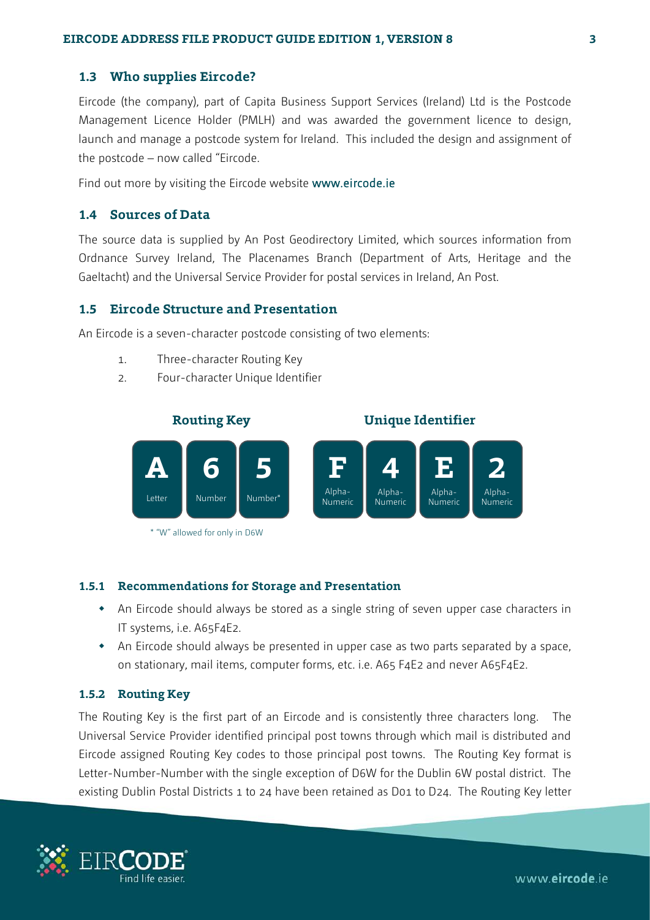### 1.3 Who supplies Eircode?

Eircode (the company), part of Capita Business Support Services (Ireland) Ltd is the Postcode Management Licence Holder (PMLH) and was awarded the government licence to design, launch and manage a postcode system for Ireland. This included the design and assignment of the postcode – now called "Eircode.

Find out more by visiting the Eircode website www.eircode.ie

### 1.4 Sources of Data

The source data is supplied by An Post Geodirectory Limited, which sources information from Ordnance Survey Ireland, The Placenames Branch (Department of Arts, Heritage and the Gaeltacht) and the Universal Service Provider for postal services in Ireland, An Post.

### 1.5 Eircode Structure and Presentation

An Eircode is a seven-character postcode consisting of two elements:

1. Three-character Routing Key
2. Four-character Unique Identifier

| Routing Key | | | Unique Identifier | | | |
|---|---|---|---|---|---|---|
| A | 6 | 5 | F | 4 | E | 2 |
| Letter | Number | Number* | Alpha-Numeric | Alpha-Numeric | Alpha-Numeric | Alpha-Numeric |

* "W" allowed for only in D6W

#### 1.5.1 Recommendations for Storage and Presentation

- An Eircode should always be stored as a single string of seven upper case characters in IT systems, i.e. A65F4E2.
- An Eircode should always be presented in upper case as two parts separated by a space, on stationary, mail items, computer forms, etc. i.e. A65 F4E2 and never A65F4E2.

#### 1.5.2 Routing Key

The Routing Key is the first part of an Eircode and is consistently three characters long. The Universal Service Provider identified principal post towns through which mail is distributed and Eircode assigned Routing Key codes to those principal post towns. The Routing Key format is Letter-Number-Number with the single exception of D6W for the Dublin 6W postal district. The existing Dublin Postal Districts 1 to 24 have been retained as D01 to D24. The Routing Key letter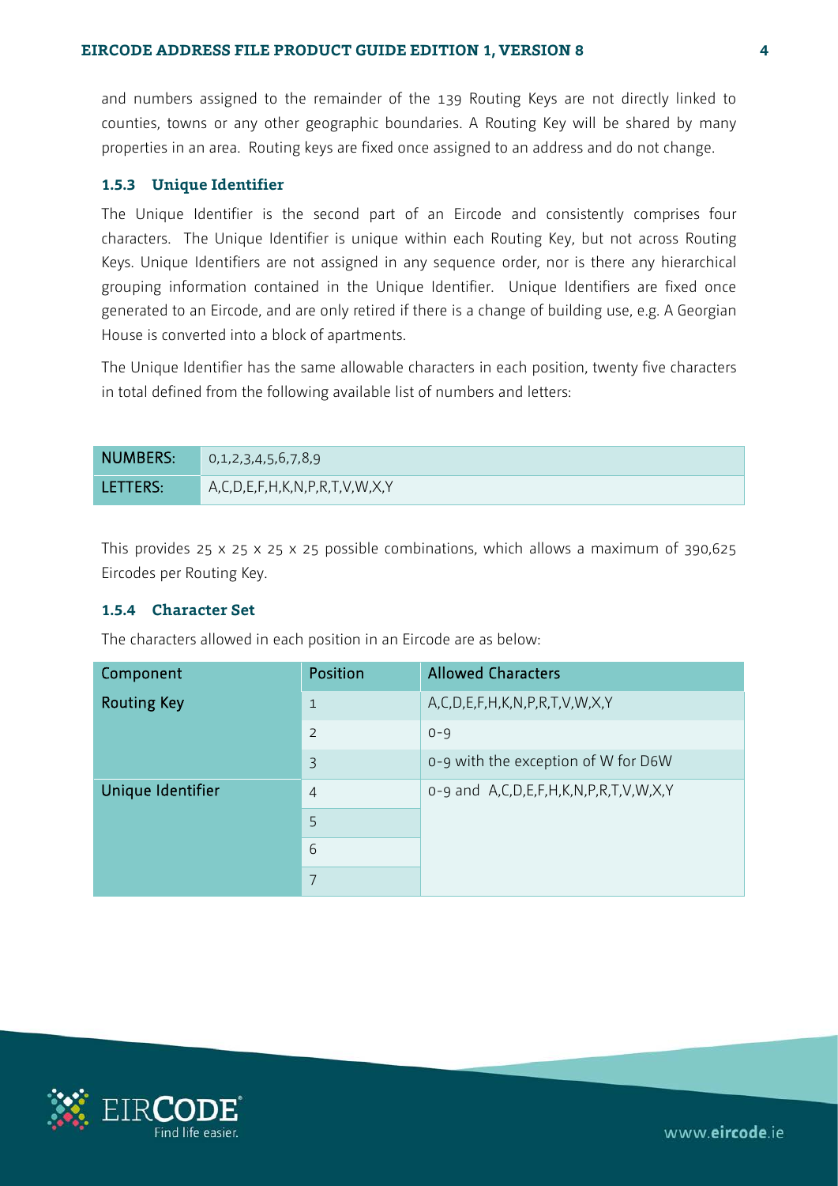and numbers assigned to the remainder of the 139 Routing Keys are not directly linked to counties, towns or any other geographic boundaries. A Routing Key will be shared by many properties in an area. Routing keys are fixed once assigned to an address and do not change.

### 1.5.3 Unique Identifier

The Unique Identifier is the second part of an Eircode and consistently comprises four characters. The Unique Identifier is unique within each Routing Key, but not across Routing Keys. Unique Identifiers are not assigned in any sequence order, nor is there any hierarchical grouping information contained in the Unique Identifier. Unique Identifiers are fixed once generated to an Eircode, and are only retired if there is a change of building use, e.g. A Georgian House is converted into a block of apartments.

The Unique Identifier has the same allowable characters in each position, twenty five characters in total defined from the following available list of numbers and letters:

| NUMBERS: | 0,1,2,3,4,5,6,7,8,9 |
|---|---|
| LETTERS: | A,C,D,E,F,H,K,N,P,R,T,V,W,X,Y |

This provides 25 x 25 x 25 x 25 possible combinations, which allows a maximum of 390,625 Eircodes per Routing Key.

### 1.5.4 Character Set

The characters allowed in each position in an Eircode are as below:

| Component | Position | Allowed Characters |
|---|---|---|
| Routing Key | 1 | A,C,D,E,F,H,K,N,P,R,T,V,W,X,Y |
| | 2 | 0-9 |
| | 3 | 0-9 with the exception of W for D6W |
| Unique Identifier | 4 | 0-9 and A,C,D,E,F,H,K,N,P,R,T,V,W,X,Y |
| | 5 | |
| | 6 | |
| | 7 | |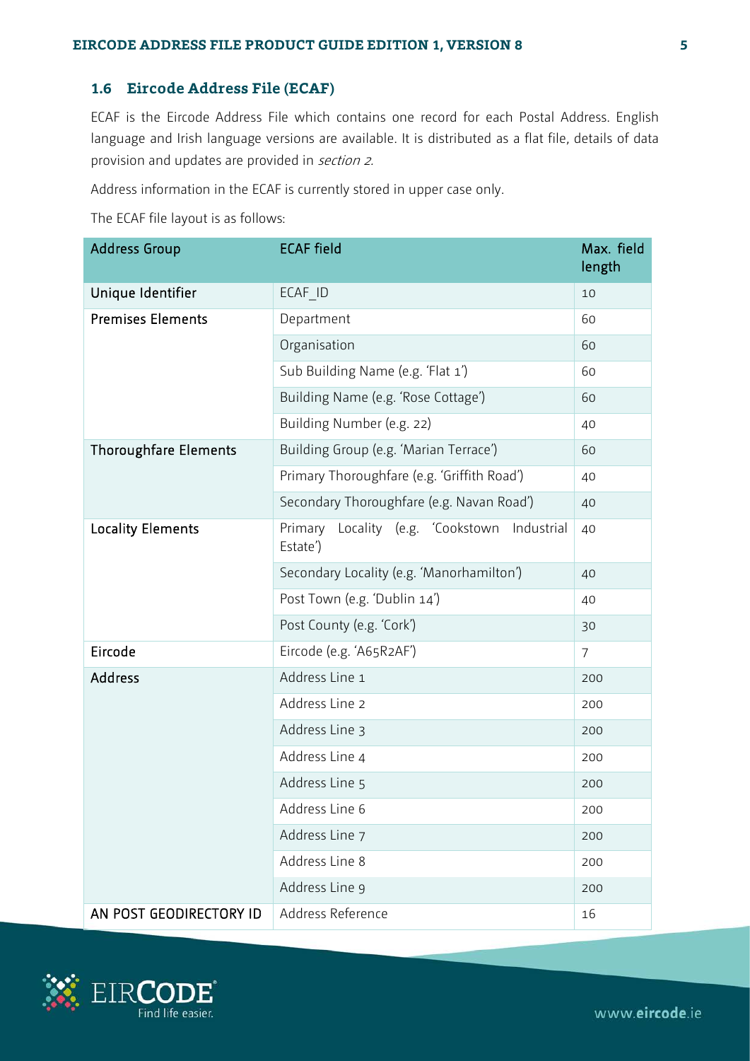### 1.6 Eircode Address File (ECAF)

ECAF is the Eircode Address File which contains one record for each Postal Address. English language and Irish language versions are available. It is distributed as a flat file, details of data provision and updates are provided in *section 2*.

Address information in the ECAF is currently stored in upper case only.

The ECAF file layout is as follows:

| Address Group | ECAF field | Max. field length |
|---|---|---|
| Unique Identifier | ECAF_ID | 10 |
| Premises Elements | Department | 60 |
| | Organisation | 60 |
| | Sub Building Name (e.g. 'Flat 1') | 60 |
| | Building Name (e.g. 'Rose Cottage') | 60 |
| | Building Number (e.g. 22) | 40 |
| Thoroughfare Elements | Building Group (e.g. 'Marian Terrace') | 60 |
| | Primary Thoroughfare (e.g. 'Griffith Road') | 40 |
| | Secondary Thoroughfare (e.g. Navan Road') | 40 |
| Locality Elements | Primary Locality (e.g. 'Cookstown Industrial Estate') | 40 |
| | Secondary Locality (e.g. 'Manorhamilton') | 40 |
| | Post Town (e.g. 'Dublin 14') | 40 |
| | Post County (e.g. 'Cork') | 30 |
| Eircode | Eircode (e.g. 'A65R2AF') | 7 |
| Address | Address Line 1 | 200 |
| | Address Line 2 | 200 |
| | Address Line 3 | 200 |
| | Address Line 4 | 200 |
| | Address Line 5 | 200 |
| | Address Line 6 | 200 |
| | Address Line 7 | 200 |
| | Address Line 8 | 200 |
| | Address Line 9 | 200 |
| AN POST GEODIRECTORY ID | Address Reference | 16 |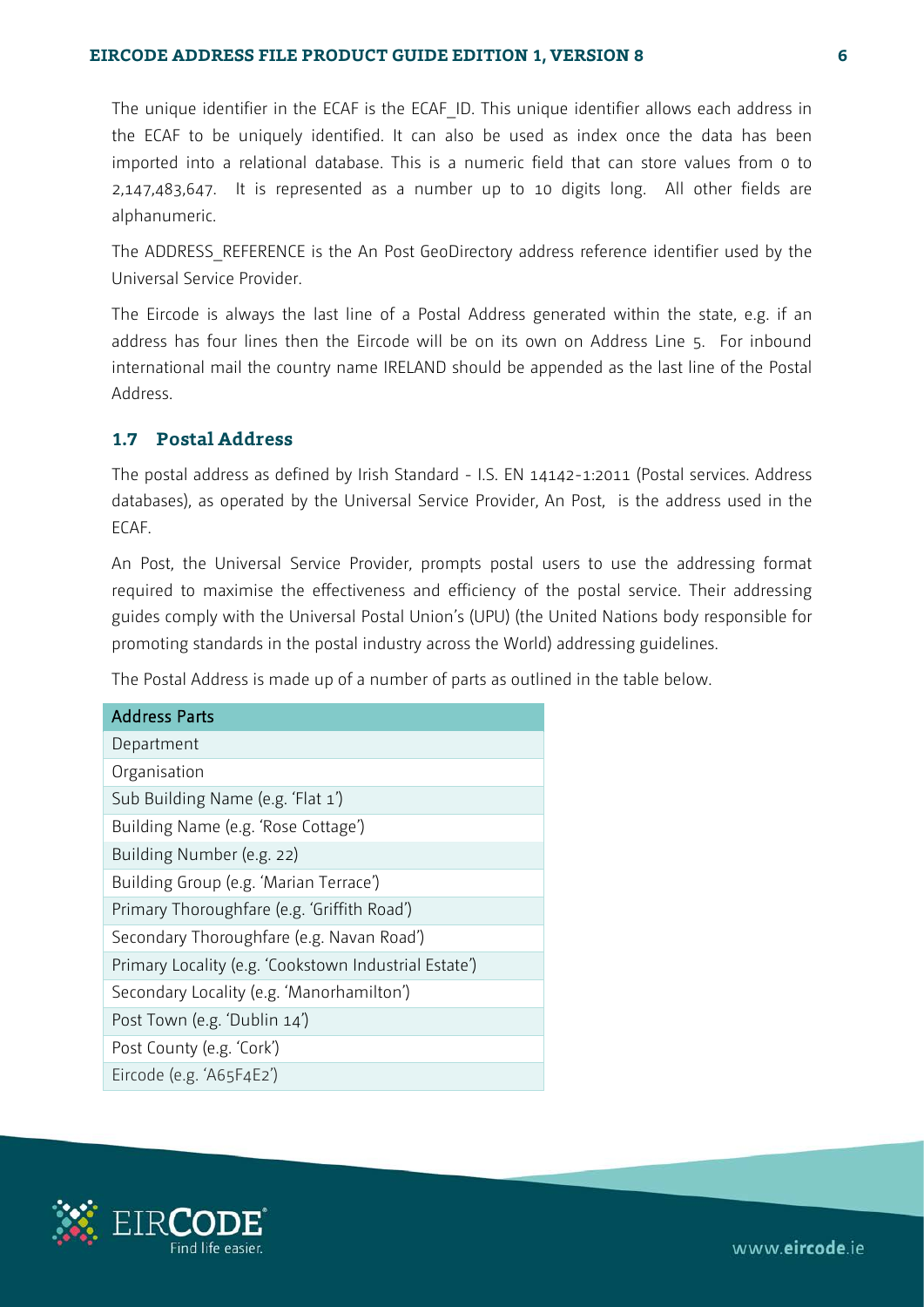The unique identifier in the ECAF is the ECAF_ID. This unique identifier allows each address in the ECAF to be uniquely identified. It can also be used as index once the data has been imported into a relational database. This is a numeric field that can store values from 0 to 2,147,483,647. It is represented as a number up to 10 digits long. All other fields are alphanumeric.

The ADDRESS_REFERENCE is the An Post GeoDirectory address reference identifier used by the Universal Service Provider.

The Eircode is always the last line of a Postal Address generated within the state, e.g. if an address has four lines then the Eircode will be on its own on Address Line 5. For inbound international mail the country name IRELAND should be appended as the last line of the Postal Address.

## 1.7 Postal Address

The postal address as defined by Irish Standard - I.S. EN 14142-1:2011 (Postal services. Address databases), as operated by the Universal Service Provider, An Post, is the address used in the ECAF.

An Post, the Universal Service Provider, prompts postal users to use the addressing format required to maximise the effectiveness and efficiency of the postal service. Their addressing guides comply with the Universal Postal Union's (UPU) (the United Nations body responsible for promoting standards in the postal industry across the World) addressing guidelines.

The Postal Address is made up of a number of parts as outlined in the table below.

| Address Parts |
|---|
| Department |
| Organisation |
| Sub Building Name (e.g. 'Flat 1') |
| Building Name (e.g. 'Rose Cottage') |
| Building Number (e.g. 22) |
| Building Group (e.g. 'Marian Terrace') |
| Primary Thoroughfare (e.g. 'Griffith Road') |
| Secondary Thoroughfare (e.g. Navan Road') |
| Primary Locality (e.g. 'Cookstown Industrial Estate') |
| Secondary Locality (e.g. 'Manorhamilton') |
| Post Town (e.g. 'Dublin 14') |
| Post County (e.g. 'Cork') |
| Eircode (e.g. 'A65F4E2') |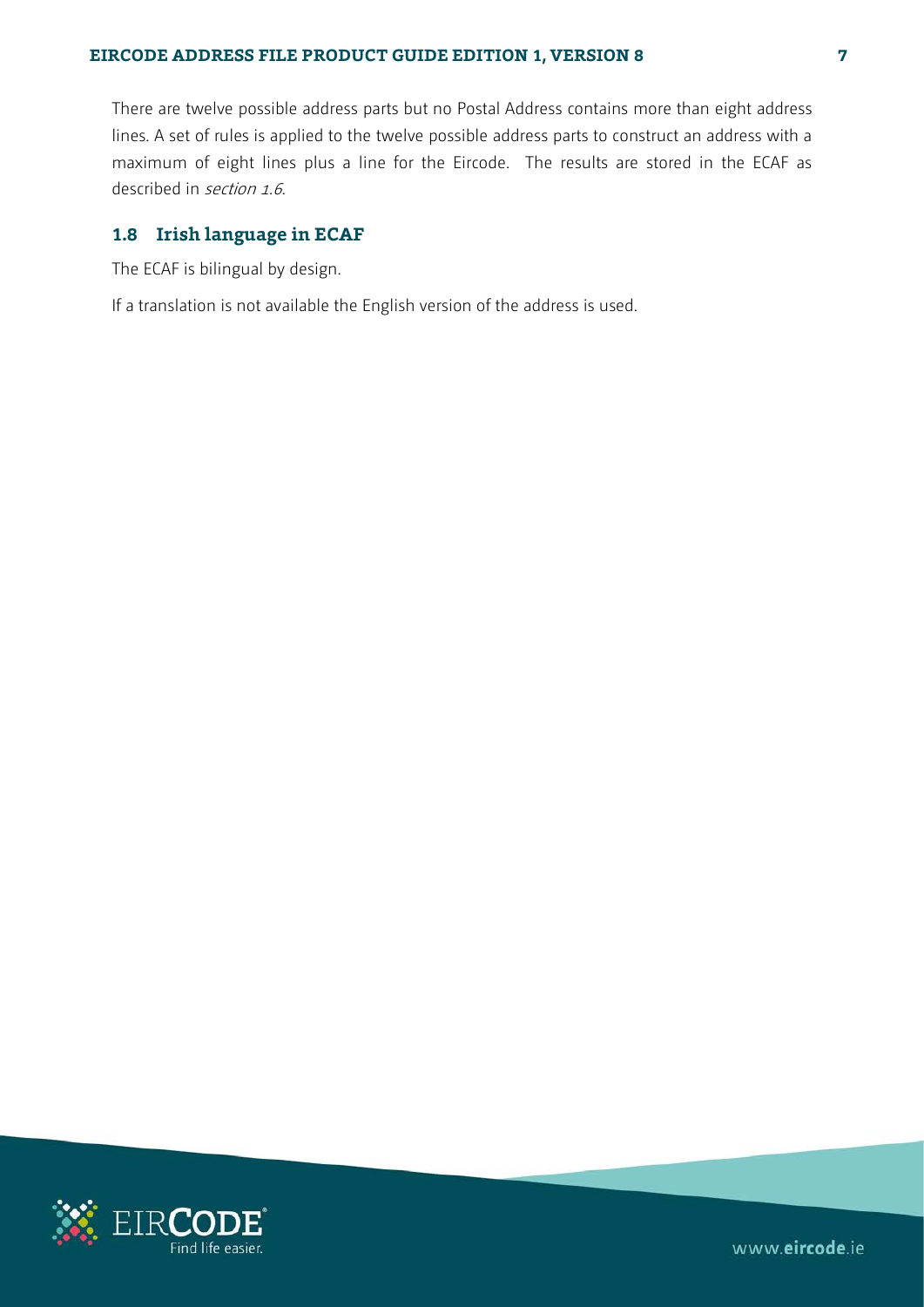There are twelve possible address parts but no Postal Address contains more than eight address lines. A set of rules is applied to the twelve possible address parts to construct an address with a maximum of eight lines plus a line for the Eircode. The results are stored in the ECAF as described in *section 1.6*.

## 1.8 Irish language in ECAF

The ECAF is bilingual by design.

If a translation is not available the English version of the address is used.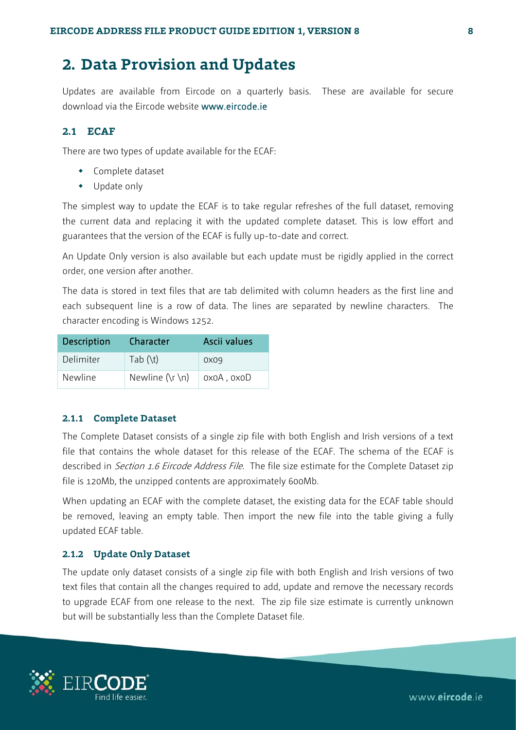# 2. Data Provision and Updates

Updates are available from Eircode on a quarterly basis. These are available for secure download via the Eircode website www.eircode.ie

## 2.1 ECAF

There are two types of update available for the ECAF:

- Complete dataset
- Update only

The simplest way to update the ECAF is to take regular refreshes of the full dataset, removing the current data and replacing it with the updated complete dataset. This is low effort and guarantees that the version of the ECAF is fully up-to-date and correct.

An Update Only version is also available but each update must be rigidly applied in the correct order, one version after another.

The data is stored in text files that are tab delimited with column headers as the first line and each subsequent line is a row of data. The lines are separated by newline characters. The character encoding is Windows 1252.

| Description | Character | Ascii values |
|---|---|---|
| Delimiter | Tab (\t) | 0x09 |
| Newline | Newline (\r \n) | 0x0A , 0x0D |

### 2.1.1 Complete Dataset

The Complete Dataset consists of a single zip file with both English and Irish versions of a text file that contains the whole dataset for this release of the ECAF. The schema of the ECAF is described in *Section 1.6 Eircode Address File*. The file size estimate for the Complete Dataset zip file is 120Mb, the unzipped contents are approximately 600Mb.

When updating an ECAF with the complete dataset, the existing data for the ECAF table should be removed, leaving an empty table. Then import the new file into the table giving a fully updated ECAF table.

### 2.1.2 Update Only Dataset

The update only dataset consists of a single zip file with both English and Irish versions of two text files that contain all the changes required to add, update and remove the necessary records to upgrade ECAF from one release to the next. The zip file size estimate is currently unknown but will be substantially less than the Complete Dataset file.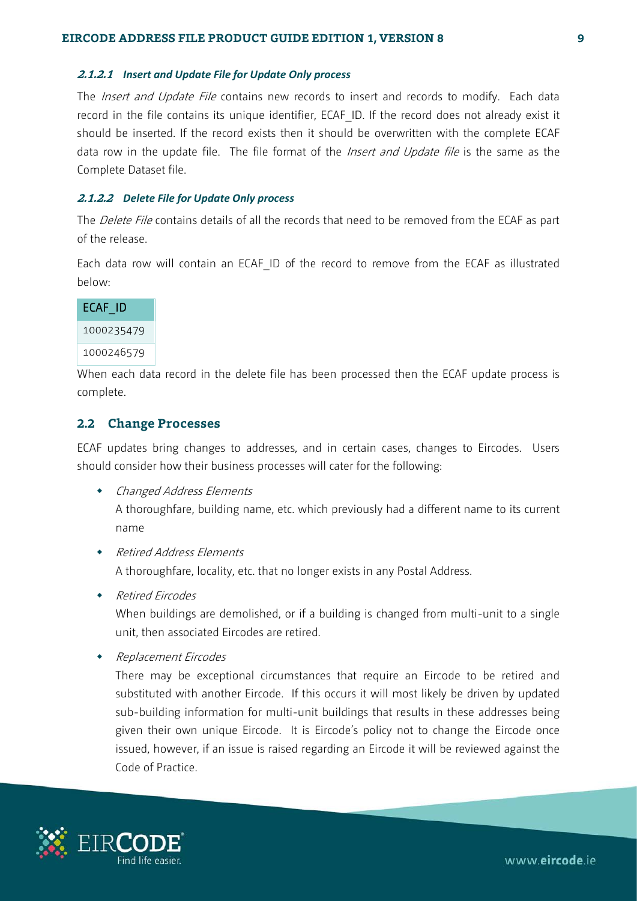#### *2.1.2.1 Insert and Update File for Update Only process*

The *Insert and Update File* contains new records to insert and records to modify. Each data record in the file contains its unique identifier, ECAF_ID. If the record does not already exist it should be inserted. If the record exists then it should be overwritten with the complete ECAF data row in the update file. The file format of the *Insert and Update file* is the same as the Complete Dataset file.

#### *2.1.2.2 Delete File for Update Only process*

The *Delete File* contains details of all the records that need to be removed from the ECAF as part of the release.

Each data row will contain an ECAF_ID of the record to remove from the ECAF as illustrated below:

| ECAF_ID |
|---|
| 1000235479 |
| 1000246579 |

When each data record in the delete file has been processed then the ECAF update process is complete.

## 2.2 Change Processes

ECAF updates bring changes to addresses, and in certain cases, changes to Eircodes. Users should consider how their business processes will cater for the following:

- *Changed Address Elements*
  A thoroughfare, building name, etc. which previously had a different name to its current name
- *Retired Address Elements*
  A thoroughfare, locality, etc. that no longer exists in any Postal Address.
- *Retired Eircodes*
  When buildings are demolished, or if a building is changed from multi-unit to a single unit, then associated Eircodes are retired.
- *Replacement Eircodes*
  There may be exceptional circumstances that require an Eircode to be retired and substituted with another Eircode. If this occurs it will most likely be driven by updated sub-building information for multi-unit buildings that results in these addresses being given their own unique Eircode. It is Eircode's policy not to change the Eircode once issued, however, if an issue is raised regarding an Eircode it will be reviewed against the Code of Practice.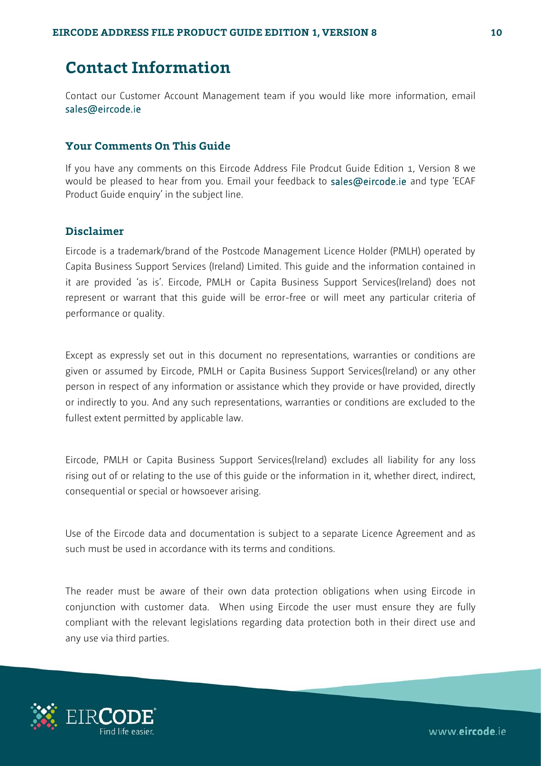# Contact Information

Contact our Customer Account Management team if you would like more information, email sales@eircode.ie

## Your Comments On This Guide

If you have any comments on this Eircode Address File Prodcut Guide Edition 1, Version 8 we would be pleased to hear from you. Email your feedback to sales@eircode.ie and type 'ECAF Product Guide enquiry' in the subject line.

## Disclaimer

Eircode is a trademark/brand of the Postcode Management Licence Holder (PMLH) operated by Capita Business Support Services (Ireland) Limited. This guide and the information contained in it are provided 'as is'. Eircode, PMLH or Capita Business Support Services(Ireland) does not represent or warrant that this guide will be error-free or will meet any particular criteria of performance or quality.

Except as expressly set out in this document no representations, warranties or conditions are given or assumed by Eircode, PMLH or Capita Business Support Services(Ireland) or any other person in respect of any information or assistance which they provide or have provided, directly or indirectly to you. And any such representations, warranties or conditions are excluded to the fullest extent permitted by applicable law.

Eircode, PMLH or Capita Business Support Services(Ireland) excludes all liability for any loss rising out of or relating to the use of this guide or the information in it, whether direct, indirect, consequential or special or howsoever arising.

Use of the Eircode data and documentation is subject to a separate Licence Agreement and as such must be used in accordance with its terms and conditions.

The reader must be aware of their own data protection obligations when using Eircode in conjunction with customer data. When using Eircode the user must ensure they are fully compliant with the relevant legislations regarding data protection both in their direct use and any use via third parties.